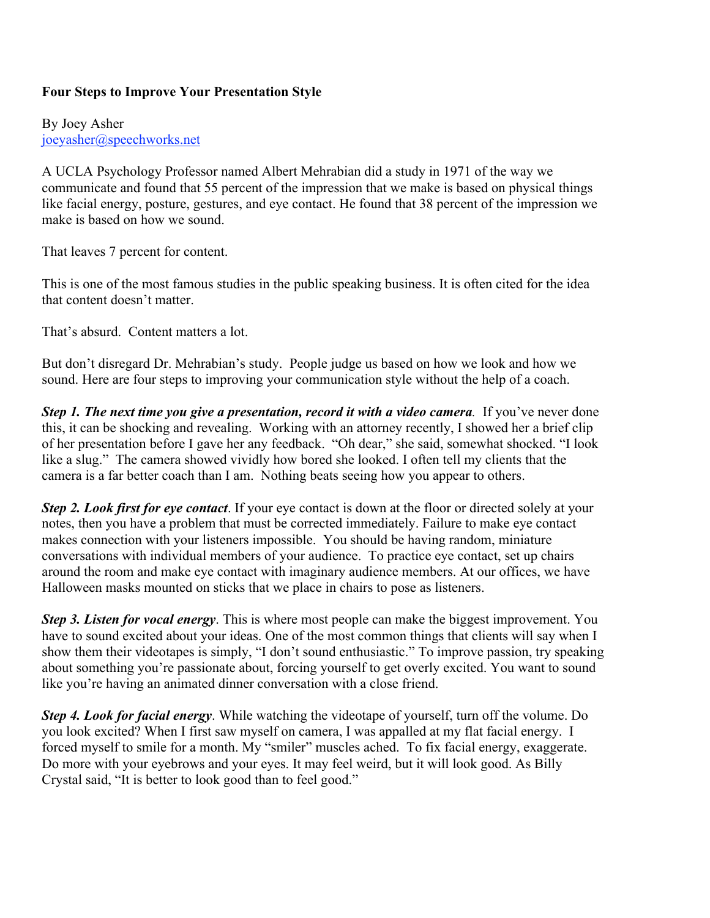**Four Steps to Improve Your Presentation Style**

By Joey Asher
joeyasher@speechworks.net

A UCLA Psychology Professor named Albert Mehrabian did a study in 1971 of the way we communicate and found that 55 percent of the impression that we make is based on physical things like facial energy, posture, gestures, and eye contact. He found that 38 percent of the impression we make is based on how we sound.

That leaves 7 percent for content.

This is one of the most famous studies in the public speaking business. It is often cited for the idea that content doesn't matter.

That's absurd. Content matters a lot.

But don't disregard Dr. Mehrabian's study. People judge us based on how we look and how we sound. Here are four steps to improving your communication style without the help of a coach.

***Step 1. The next time you give a presentation, record it with a video camera.*** If you've never done this, it can be shocking and revealing. Working with an attorney recently, I showed her a brief clip of her presentation before I gave her any feedback. "Oh dear," she said, somewhat shocked. "I look like a slug." The camera showed vividly how bored she looked. I often tell my clients that the camera is a far better coach than I am. Nothing beats seeing how you appear to others.

***Step 2. Look first for eye contact***. If your eye contact is down at the floor or directed solely at your notes, then you have a problem that must be corrected immediately. Failure to make eye contact makes connection with your listeners impossible. You should be having random, miniature conversations with individual members of your audience. To practice eye contact, set up chairs around the room and make eye contact with imaginary audience members. At our offices, we have Halloween masks mounted on sticks that we place in chairs to pose as listeners.

***Step 3. Listen for vocal energy***. This is where most people can make the biggest improvement. You have to sound excited about your ideas. One of the most common things that clients will say when I show them their videotapes is simply, "I don't sound enthusiastic." To improve passion, try speaking about something you're passionate about, forcing yourself to get overly excited. You want to sound like you're having an animated dinner conversation with a close friend.

***Step 4. Look for facial energy***. While watching the videotape of yourself, turn off the volume. Do you look excited? When I first saw myself on camera, I was appalled at my flat facial energy. I forced myself to smile for a month. My "smiler" muscles ached. To fix facial energy, exaggerate. Do more with your eyebrows and your eyes. It may feel weird, but it will look good. As Billy Crystal said, "It is better to look good than to feel good."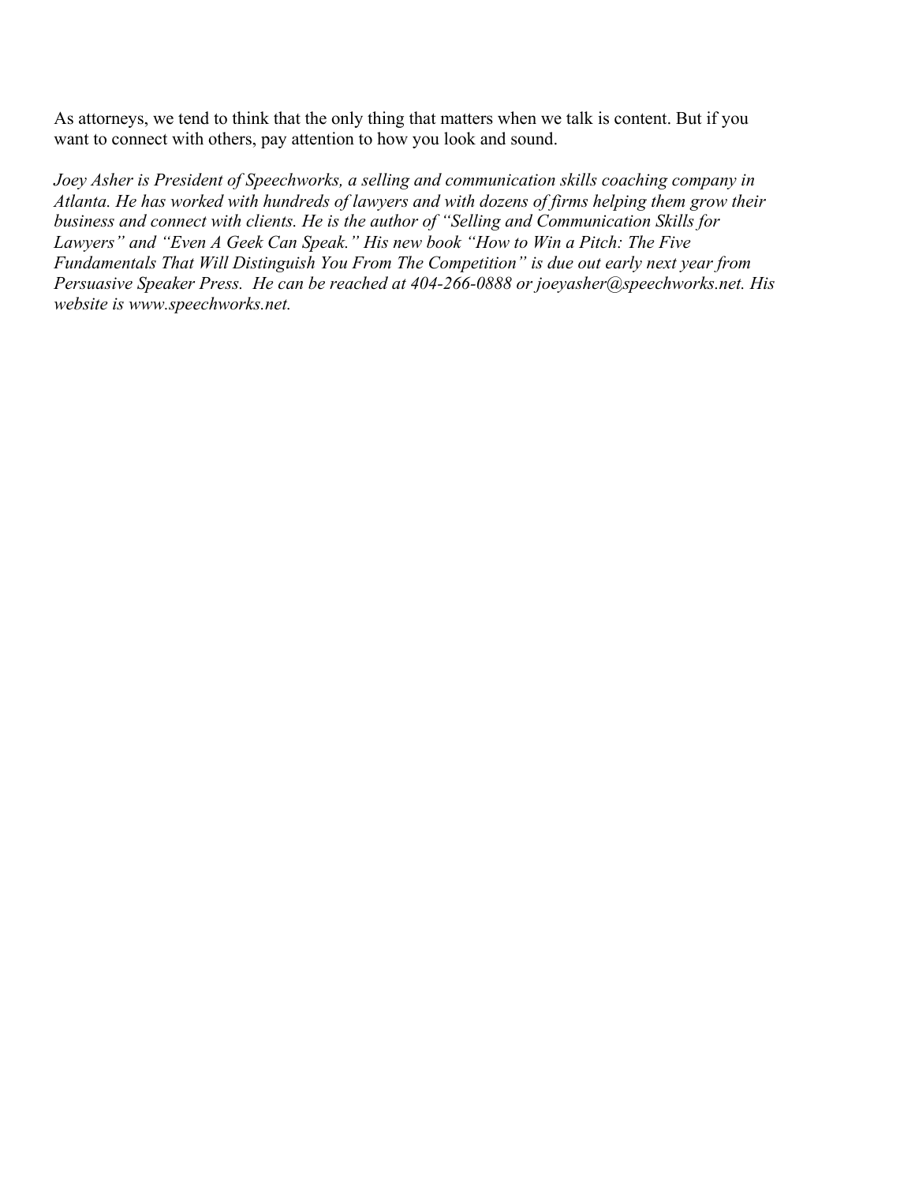As attorneys, we tend to think that the only thing that matters when we talk is content. But if you want to connect with others, pay attention to how you look and sound.

*Joey Asher is President of Speechworks, a selling and communication skills coaching company in Atlanta. He has worked with hundreds of lawyers and with dozens of firms helping them grow their business and connect with clients. He is the author of "Selling and Communication Skills for Lawyers" and "Even A Geek Can Speak." His new book "How to Win a Pitch: The Five Fundamentals That Will Distinguish You From The Competition" is due out early next year from Persuasive Speaker Press. He can be reached at 404-266-0888 or joeyasher@speechworks.net. His website is www.speechworks.net.*